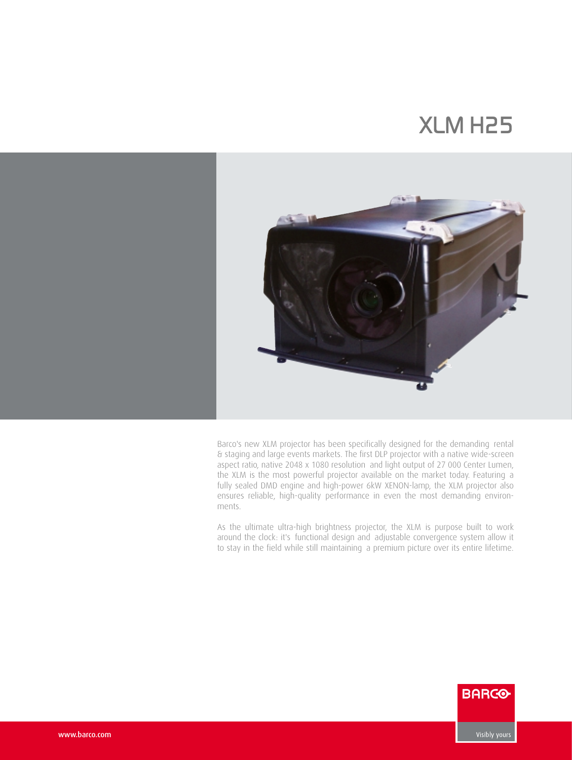# XLM H25

Barco's new XLM projector has been specifically designed for the demanding rental & staging and large events markets. The first DLP projector with a native wide-screen aspect ratio, native 2048 x 1080 resolution and light output of 27 000 Center Lumen, the XLM is the most powerful projector available on the market today. Featuring a fully sealed DMD engine and high-power 6kW XENON-lamp, the XLM projector also ensures reliable, high-quality performance in even the most demanding environments.

As the ultimate ultra-high brightness projector, the XLM is purpose built to work around the clock: it's functional design and adjustable convergence system allow it to stay in the field while still maintaining a premium picture over its entire lifetime.

www.barco.com

BARCO

Visibly yours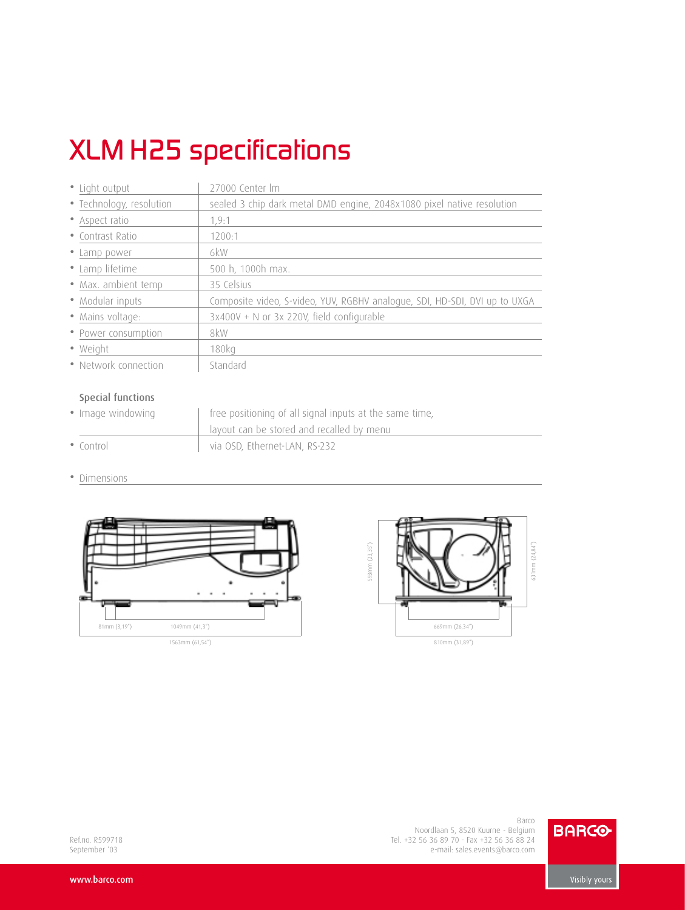# XLM H25 specifications

| | |
|---|---|
| • Light output | 27000 Center lm |
| • Technology, resolution | sealed 3 chip dark metal DMD engine, 2048x1080 pixel native resolution |
| • Aspect ratio | 1,9:1 |
| • Contrast Ratio | 1200:1 |
| • Lamp power | 6kW |
| • Lamp lifetime | 500 h, 1000h max. |
| • Max. ambient temp | 35 Celsius |
| • Modular inputs | Composite video, S-video, YUV, RGBHV analogue, SDI, HD-SDI, DVI up to UXGA |
| • Mains voltage: | 3x400V + N or 3x 220V, field configurable |
| • Power consumption | 8kW |
| • Weight | 180kg |
| • Network connection | Standard |

### Special functions

| | |
|---|---|
| • Image windowing | free positioning of all signal inputs at the same time, layout can be stored and recalled by menu |
| • Control | via OSD, Ethernet-LAN, RS-232 |

• Dimensions

81mm (3,19")
1049mm (41,3")
1563mm (61,54")

593mm (23,35")
631mm (24,84")
669mm (26,34")
810mm (31,89")

Ref.no. R599718
September '03

Barco
Noordlaan 5, 8520 Kuurne - Belgium
Tel. +32 56 36 89 70 - Fax +32 56 36 88 24
e-mail: sales.events@barco.com

BARCO

www.barco.com

Visibly yours